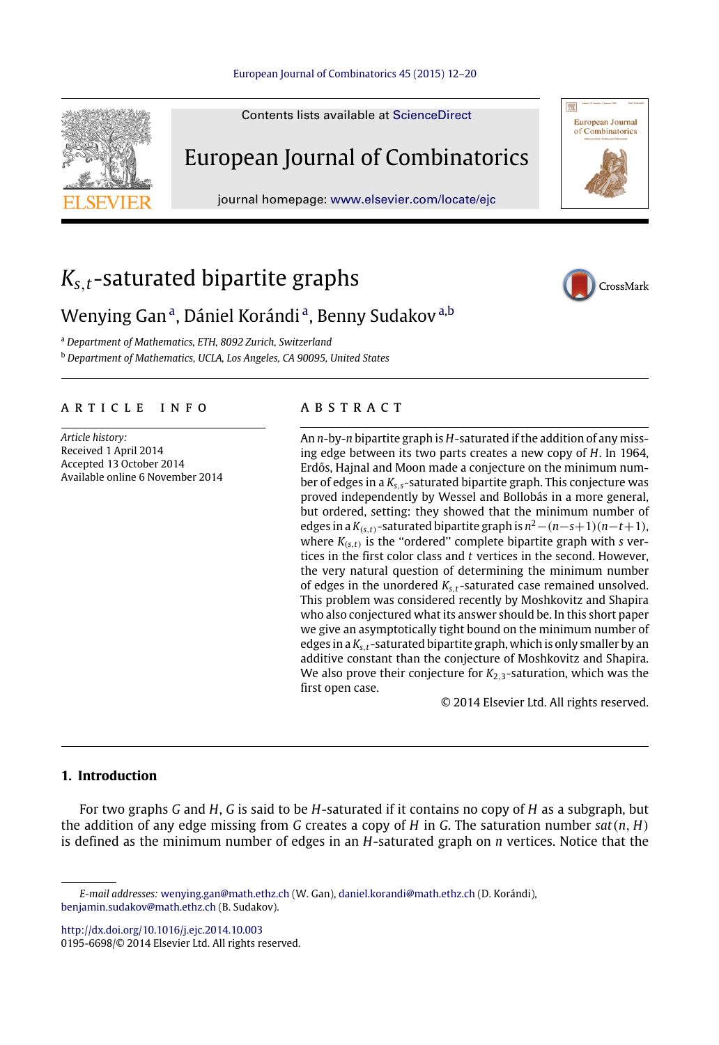# $K_{s,t}$-saturated bipartite graphs

Wenying Gan [a], Dániel Korándi [a], Benny Sudakov [a,b]

[a] Department of Mathematics, ETH, 8092 Zurich, Switzerland

[b] Department of Mathematics, UCLA, Los Angeles, CA 90095, United States

## ARTICLE INFO

*Article history:*
Received 1 April 2014
Accepted 13 October 2014
Available online 6 November 2014

## ABSTRACT

An $n$-by-$n$ bipartite graph is $H$-saturated if the addition of any missing edge between its two parts creates a new copy of $H$. In 1964, Erdős, Hajnal and Moon made a conjecture on the minimum number of edges in a $K_{s,s}$-saturated bipartite graph. This conjecture was proved independently by Wessel and Bollobás in a more general, but ordered, setting: they showed that the minimum number of edges in a $K_{(s,t)}$-saturated bipartite graph is $n^2-(n-s+1)(n-t+1)$, where $K_{(s,t)}$ is the "ordered" complete bipartite graph with $s$ vertices in the first color class and $t$ vertices in the second. However, the very natural question of determining the minimum number of edges in the unordered $K_{s,t}$-saturated case remained unsolved. This problem was considered recently by Moshkovitz and Shapira who also conjectured what its answer should be. In this short paper we give an asymptotically tight bound on the minimum number of edges in a $K_{s,t}$-saturated bipartite graph, which is only smaller by an additive constant than the conjecture of Moshkovitz and Shapira. We also prove their conjecture for $K_{2,3}$-saturation, which was the first open case.

© 2014 Elsevier Ltd. All rights reserved.

## 1. Introduction

For two graphs $G$ and $H$, $G$ is said to be $H$-saturated if it contains no copy of $H$ as a subgraph, but the addition of any edge missing from $G$ creates a copy of $H$ in $G$. The saturation number $sat(n, H)$ is defined as the minimum number of edges in an $H$-saturated graph on $n$ vertices. Notice that the

*E-mail addresses:* wenying.gan@math.ethz.ch (W. Gan), daniel.korandi@math.ethz.ch (D. Korándi), benjamin.sudakov@math.ethz.ch (B. Sudakov).

http://dx.doi.org/10.1016/j.ejc.2014.10.003
0195-6698/© 2014 Elsevier Ltd. All rights reserved.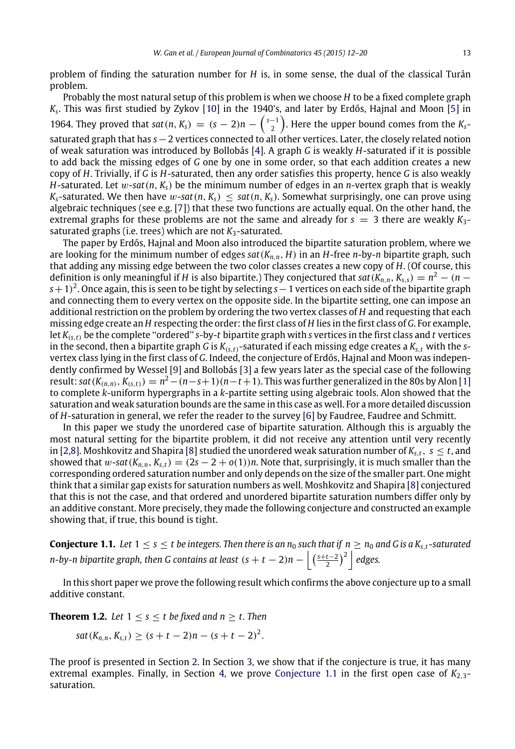problem of finding the saturation number for $H$ is, in some sense, the dual of the classical Turán problem.

Probably the most natural setup of this problem is when we choose $H$ to be a fixed complete graph $K_s$. This was first studied by Zykov [10] in the 1940's, and later by Erdős, Hajnal and Moon [5] in 1964. They proved that $sat(n, K_s) = (s-2)n - \binom{s-1}{2}$. Here the upper bound comes from the $K_s$-saturated graph that has $s-2$ vertices connected to all other vertices. Later, the closely related notion of weak saturation was introduced by Bollobás [4]. A graph $G$ is weakly $H$-saturated if it is possible to add back the missing edges of $G$ one by one in some order, so that each addition creates a new copy of $H$. Trivially, if $G$ is $H$-saturated, then any order satisfies this property, hence $G$ is also weakly $H$-saturated. Let $w\text{-}sat(n, K_s)$ be the minimum number of edges in an $n$-vertex graph that is weakly $K_s$-saturated. We then have $w\text{-}sat(n, K_s) \leq sat(n, K_s)$. Somewhat surprisingly, one can prove using algebraic techniques (see e.g. [7]) that these two functions are actually equal. On the other hand, the extremal graphs for these problems are not the same and already for $s = 3$ there are weakly $K_3$-saturated graphs (i.e. trees) which are not $K_3$-saturated.

The paper by Erdős, Hajnal and Moon also introduced the bipartite saturation problem, where we are looking for the minimum number of edges $sat(K_{n,n}, H)$ in an $H$-free $n$-by-$n$ bipartite graph, such that adding any missing edge between the two color classes creates a new copy of $H$. (Of course, this definition is only meaningful if $H$ is also bipartite.) They conjectured that $sat(K_{n,n}, K_{s,s}) = n^2 - (n-s+1)^2$. Once again, this is seen to be tight by selecting $s-1$ vertices on each side of the bipartite graph and connecting them to every vertex on the opposite side. In the bipartite setting, one can impose an additional restriction on the problem by ordering the two vertex classes of $H$ and requesting that each missing edge create an $H$ respecting the order: the first class of $H$ lies in the first class of $G$. For example, let $K_{(s,t)}$ be the complete "ordered" $s$-by-$t$ bipartite graph with $s$ vertices in the first class and $t$ vertices in the second, then a bipartite graph $G$ is $K_{(s,t)}$-saturated if each missing edge creates a $K_{s,t}$ with the $s$-vertex class lying in the first class of $G$. Indeed, the conjecture of Erdős, Hajnal and Moon was independently confirmed by Wessel [9] and Bollobás [3] a few years later as the special case of the following result: $sat(K_{(n,n)}, K_{(s,t)}) = n^2 - (n-s+1)(n-t+1)$. This was further generalized in the 80s by Alon [1] to complete $k$-uniform hypergraphs in a $k$-partite setting using algebraic tools. Alon showed that the saturation and weak saturation bounds are the same in this case as well. For a more detailed discussion of $H$-saturation in general, we refer the reader to the survey [6] by Faudree, Faudree and Schmitt.

In this paper we study the unordered case of bipartite saturation. Although this is arguably the most natural setting for the bipartite problem, it did not receive any attention until very recently in [2,8]. Moshkovitz and Shapira [8] studied the unordered weak saturation number of $K_{s,t}$, $s \leq t$, and showed that $w\text{-}sat(K_{n,n}, K_{s,t}) = (2s - 2 + o(1))n$. Note that, surprisingly, it is much smaller than the corresponding ordered saturation number and only depends on the size of the smaller part. One might think that a similar gap exists for saturation numbers as well. Moshkovitz and Shapira [8] conjectured that this is not the case, and that ordered and unordered bipartite saturation numbers differ only by an additive constant. More precisely, they made the following conjecture and constructed an example showing that, if true, this bound is tight.

**Conjecture 1.1.** *Let $1 \leq s \leq t$ be integers. Then there is an $n_0$ such that if $n \geq n_0$ and $G$ is a $K_{s,t}$-saturated $n$-by-$n$ bipartite graph, then $G$ contains at least $(s+t-2)n - \left\lfloor \left(\frac{s+t-2}{2}\right)^2 \right\rfloor$ edges.*

In this short paper we prove the following result which confirms the above conjecture up to a small additive constant.

**Theorem 1.2.** *Let $1 \leq s \leq t$ be fixed and $n \geq t$. Then*

$$sat(K_{n,n}, K_{s,t}) \geq (s+t-2)n - (s+t-2)^2.$$

The proof is presented in Section 2. In Section 3, we show that if the conjecture is true, it has many extremal examples. Finally, in Section 4, we prove Conjecture 1.1 in the first open case of $K_{2,3}$-saturation.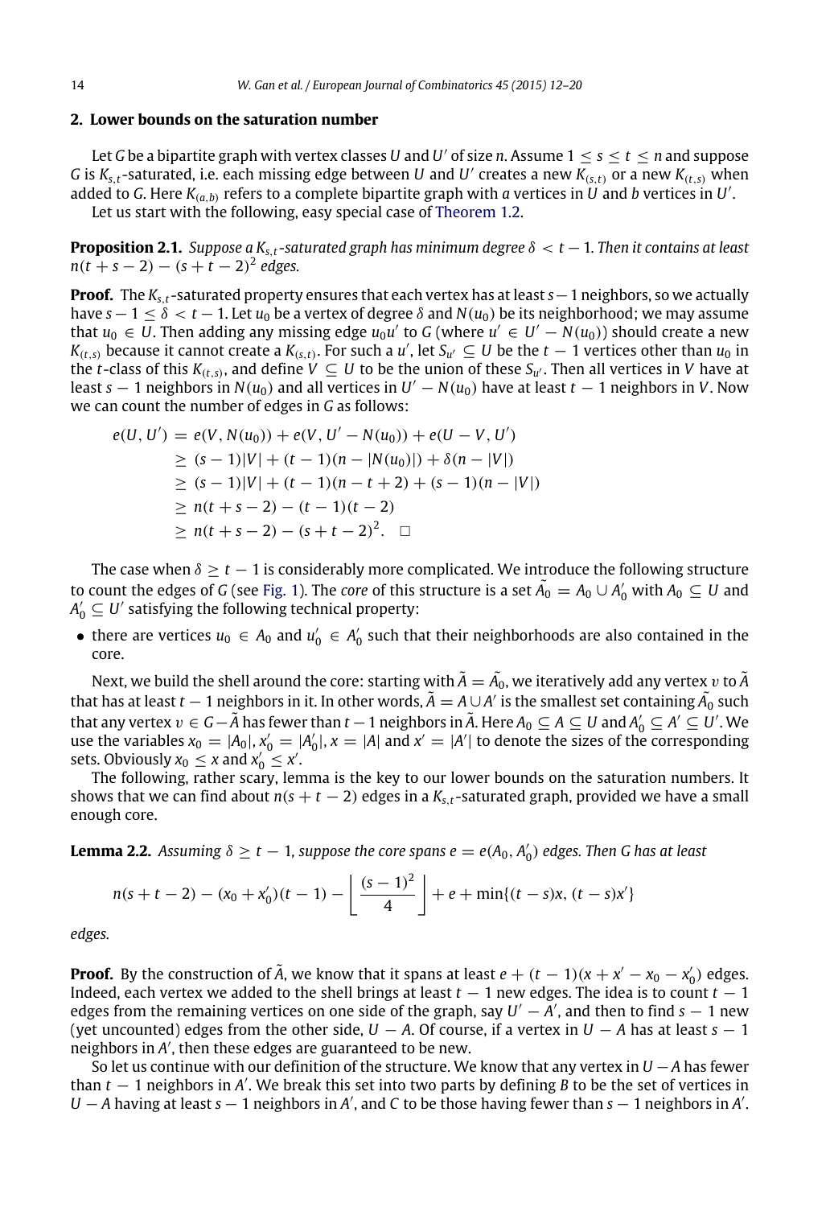## 2. Lower bounds on the saturation number

Let $G$ be a bipartite graph with vertex classes $U$ and $U'$ of size $n$. Assume $1 \leq s \leq t \leq n$ and suppose $G$ is $K_{s,t}$-saturated, i.e. each missing edge between $U$ and $U'$ creates a new $K_{(s,t)}$ or a new $K_{(t,s)}$ when added to $G$. Here $K_{(a,b)}$ refers to a complete bipartite graph with $a$ vertices in $U$ and $b$ vertices in $U'$.

Let us start with the following, easy special case of Theorem 1.2.

**Proposition 2.1.** *Suppose a $K_{s,t}$-saturated graph has minimum degree $\delta < t-1$. Then it contains at least $n(t+s-2) - (s+t-2)^2$ edges.*

**Proof.** The $K_{s,t}$-saturated property ensures that each vertex has at least $s-1$ neighbors, so we actually have $s-1 \leq \delta < t-1$. Let $u_0$ be a vertex of degree $\delta$ and $N(u_0)$ be its neighborhood; we may assume that $u_0 \in U$. Then adding any missing edge $u_0u'$ to $G$ (where $u' \in U' - N(u_0)$) should create a new $K_{(t,s)}$ because it cannot create a $K_{(s,t)}$. For such a $u'$, let $S_{u'} \subseteq U$ be the $t-1$ vertices other than $u_0$ in the $t$-class of this $K_{(t,s)}$, and define $V \subseteq U$ to be the union of these $S_{u'}$. Then all vertices in $V$ have at least $s-1$ neighbors in $N(u_0)$ and all vertices in $U' - N(u_0)$ have at least $t-1$ neighbors in $V$. Now we can count the number of edges in $G$ as follows:

$$
\begin{aligned}
e(U, U') &= e(V, N(u_0)) + e(V, U' - N(u_0)) + e(U - V, U') \\
&\geq (s-1)|V| + (t-1)(n - |N(u_0)|) + \delta(n - |V|) \\
&\geq (s-1)|V| + (t-1)(n - t + 2) + (s-1)(n - |V|) \\
&\geq n(t+s-2) - (t-1)(t-2) \\
&\geq n(t+s-2) - (s+t-2)^2. \quad \square
\end{aligned}
$$

The case when $\delta \geq t-1$ is considerably more complicated. We introduce the following structure to count the edges of $G$ (see Fig. 1). The *core* of this structure is a set $\tilde{A_0} = A_0 \cup A_0'$ with $A_0 \subseteq U$ and $A_0' \subseteq U'$ satisfying the following technical property:

- there are vertices $u_0 \in A_0$ and $u_0' \in A_0'$ such that their neighborhoods are also contained in the core.

Next, we build the shell around the core: starting with $\tilde{A} = \tilde{A_0}$, we iteratively add any vertex $v$ to $\tilde{A}$ that has at least $t-1$ neighbors in it. In other words, $\tilde{A} = A \cup A'$ is the smallest set containing $\tilde{A_0}$ such that any vertex $v \in G - \tilde{A}$ has fewer than $t-1$ neighbors in $\tilde{A}$. Here $A_0 \subseteq A \subseteq U$ and $A_0' \subseteq A' \subseteq U'$. We use the variables $x_0 = |A_0|, x_0' = |A_0'|, x = |A|$ and $x' = |A'|$ to denote the sizes of the corresponding sets. Obviously $x_0 \leq x$ and $x_0' \leq x'$.

The following, rather scary, lemma is the key to our lower bounds on the saturation numbers. It shows that we can find about $n(s+t-2)$ edges in a $K_{s,t}$-saturated graph, provided we have a small enough core.

**Lemma 2.2.** *Assuming $\delta \geq t-1$, suppose the core spans $e = e(A_0, A_0')$ edges. Then $G$ has at least*

$$
n(s+t-2) - (x_0 + x_0')(t-1) - \left\lfloor \frac{(s-1)^2}{4} \right\rfloor + e + \min\{(t-s)x, (t-s)x'\}
$$

*edges.*

**Proof.** By the construction of $\tilde{A}$, we know that it spans at least $e + (t-1)(x + x' - x_0 - x_0')$ edges. Indeed, each vertex we added to the shell brings at least $t-1$ new edges. The idea is to count $t-1$ edges from the remaining vertices on one side of the graph, say $U' - A'$, and then to find $s-1$ new (yet uncounted) edges from the other side, $U - A$. Of course, if a vertex in $U - A$ has at least $s-1$ neighbors in $A'$, then these edges are guaranteed to be new.

So let us continue with our definition of the structure. We know that any vertex in $U - A$ has fewer than $t-1$ neighbors in $A'$. We break this set into two parts by defining $B$ to be the set of vertices in $U - A$ having at least $s-1$ neighbors in $A'$, and $C$ to be those having fewer than $s-1$ neighbors in $A'$.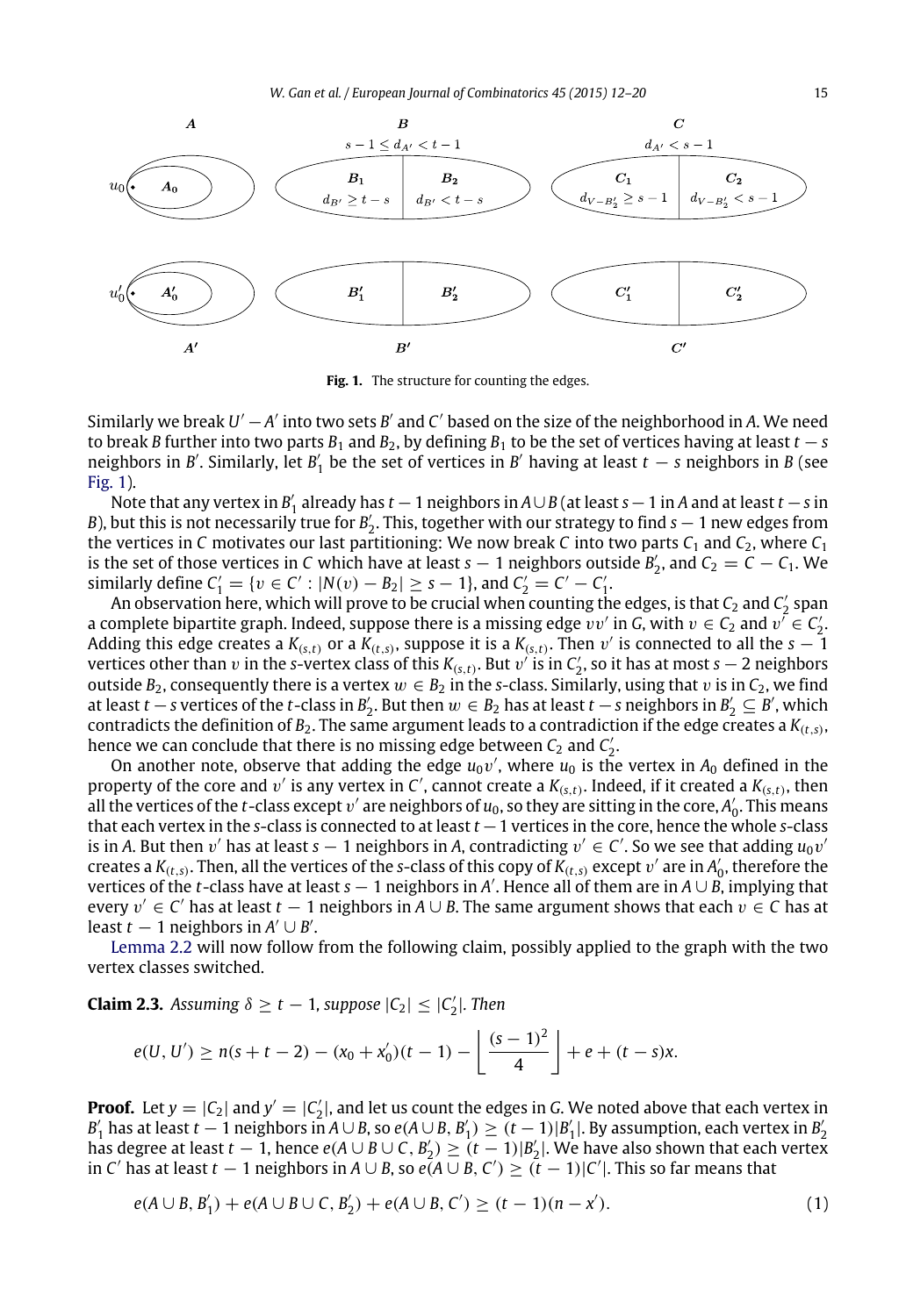Fig. 1. The structure for counting the edges.

Similarly we break $U' - A'$ into two sets $B'$ and $C'$ based on the size of the neighborhood in $A$. We need to break $B$ further into two parts $B_1$ and $B_2$, by defining $B_1$ to be the set of vertices having at least $t - s$ neighbors in $B'$. Similarly, let $B'_1$ be the set of vertices in $B'$ having at least $t - s$ neighbors in $B$ (see Fig. 1).

Note that any vertex in $B'_1$ already has $t - 1$ neighbors in $A \cup B$ (at least $s - 1$ in $A$ and at least $t - s$ in $B$), but this is not necessarily true for $B'_2$. This, together with our strategy to find $s - 1$ new edges from the vertices in $C$ motivates our last partitioning: We now break $C$ into two parts $C_1$ and $C_2$, where $C_1$ is the set of those vertices in $C$ which have at least $s - 1$ neighbors outside $B'_2$, and $C_2 = C - C_1$. We similarly define $C'_1 = \{v \in C' : |N(v) - B_2| \geq s - 1\}$, and $C'_2 = C' - C'_1$.

An observation here, which will prove to be crucial when counting the edges, is that $C_2$ and $C'_2$ span a complete bipartite graph. Indeed, suppose there is a missing edge $vv'$ in $G$, with $v \in C_2$ and $v' \in C'_2$. Adding this edge creates a $K_{(s,t)}$ or a $K_{(t,s)}$, suppose it is a $K_{(s,t)}$. Then $v'$ is connected to all the $s - 1$ vertices other than $v$ in the $s$-vertex class of this $K_{(s,t)}$. But $v'$ is in $C'_2$, so it has at most $s - 2$ neighbors outside $B_2$, consequently there is a vertex $w \in B_2$ in the $s$-class. Similarly, using that $v$ is in $C_2$, we find at least $t - s$ vertices of the $t$-class in $B'_2$. But then $w \in B_2$ has at least $t - s$ neighbors in $B'_2 \subseteq B'$, which contradicts the definition of $B_2$. The same argument leads to a contradiction if the edge creates a $K_{(t,s)}$, hence we can conclude that there is no missing edge between $C_2$ and $C'_2$.

On another note, observe that adding the edge $u_0v'$, where $u_0$ is the vertex in $A_0$ defined in the property of the core and $v'$ is any vertex in $C'$, cannot create a $K_{(s,t)}$. Indeed, if it created a $K_{(s,t)}$, then all the vertices of the $t$-class except $v'$ are neighbors of $u_0$, so they are sitting in the core, $A'_0$. This means that each vertex in the $s$-class is connected to at least $t - 1$ vertices in the core, hence the whole $s$-class is in $A$. But then $v'$ has at least $s - 1$ neighbors in $A$, contradicting $v' \in C'$. So we see that adding $u_0v'$ creates a $K_{(t,s)}$. Then, all the vertices of the $s$-class of this copy of $K_{(t,s)}$ except $v'$ are in $A'_0$, therefore the vertices of the $t$-class have at least $s - 1$ neighbors in $A'$. Hence all of them are in $A \cup B$, implying that every $v' \in C'$ has at least $t - 1$ neighbors in $A \cup B$. The same argument shows that each $v \in C$ has at least $t - 1$ neighbors in $A' \cup B'$.

Lemma 2.2 will now follow from the following claim, possibly applied to the graph with the two vertex classes switched.

**Claim 2.3.** *Assuming $\delta \geq t - 1$, suppose $|C_2| \leq |C'_2|$. Then*

$$e(U, U') \geq n(s + t - 2) - (x_0 + x'_0)(t - 1) - \left\lfloor \frac{(s-1)^2}{4} \right\rfloor + e + (t - s)x.$$

**Proof.** Let $y = |C_2|$ and $y' = |C'_2|$, and let us count the edges in $G$. We noted above that each vertex in $B'_1$ has at least $t - 1$ neighbors in $A \cup B$, so $e(A \cup B, B'_1) \geq (t - 1)|B'_1|$. By assumption, each vertex in $B'_2$ has degree at least $t - 1$, hence $e(A \cup B \cup C, B'_2) \geq (t - 1)|B'_2|$. We have also shown that each vertex in $C'$ has at least $t - 1$ neighbors in $A \cup B$, so $e(A \cup B, C') \geq (t - 1)|C'|$. This so far means that

$$e(A \cup B, B'_1) + e(A \cup B \cup C, B'_2) + e(A \cup B, C') \geq (t - 1)(n - x'). \tag{1}$$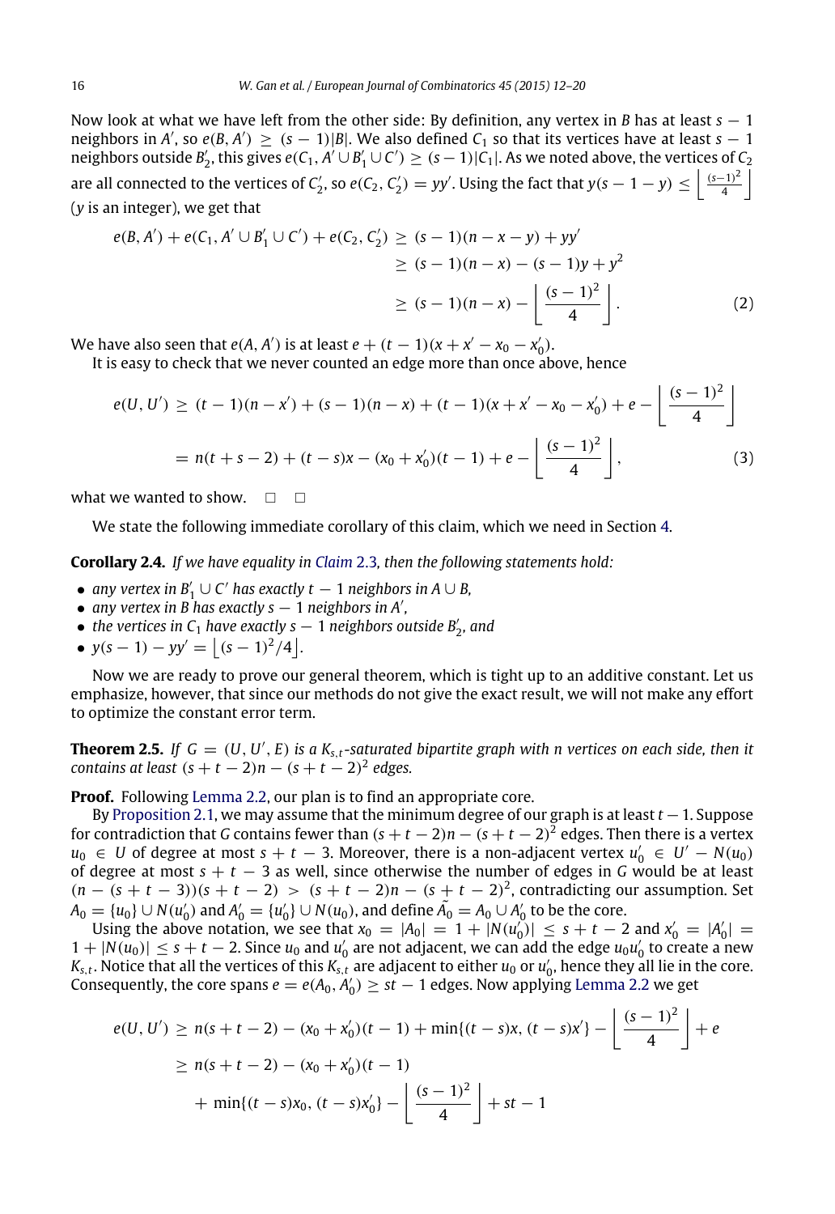Now look at what we have left from the other side: By definition, any vertex in $B$ has at least $s-1$ neighbors in $A'$, so $e(B, A') \geq (s-1)|B|$. We also defined $C_1$ so that its vertices have at least $s-1$ neighbors outside $B_2'$, this gives $e(C_1, A' \cup B_1' \cup C') \geq (s-1)|C_1|$. As we noted above, the vertices of $C_2$ are all connected to the vertices of $C_2'$, so $e(C_2, C_2') = yy'$. Using the fact that $y(s-1-y) \leq \left\lfloor \frac{(s-1)^2}{4} \right\rfloor$ ($y$ is an integer), we get that

$$\begin{aligned}
e(B, A') + e(C_1, A' \cup B_1' \cup C') + e(C_2, C_2') &\geq (s-1)(n-x-y) + yy' \\
&\geq (s-1)(n-x) - (s-1)y + y^2 \\
&\geq (s-1)(n-x) - \left\lfloor \frac{(s-1)^2}{4} \right\rfloor. \qquad (2)
\end{aligned}$$

We have also seen that $e(A, A')$ is at least $e + (t-1)(x + x' - x_0 - x_0')$.

It is easy to check that we never counted an edge more than once above, hence

$$\begin{aligned}
e(U, U') &\geq (t-1)(n-x') + (s-1)(n-x) + (t-1)(x + x' - x_0 - x_0') + e - \left\lfloor \frac{(s-1)^2}{4} \right\rfloor \\
&= n(t+s-2) + (t-s)x - (x_0 + x_0')(t-1) + e - \left\lfloor \frac{(s-1)^2}{4} \right\rfloor, \qquad (3)
\end{aligned}$$

what we wanted to show. □ □

We state the following immediate corollary of this claim, which we need in Section 4.

**Corollary 2.4.** *If we have equality in Claim 2.3, then the following statements hold:*

- *any vertex in $B_1' \cup C'$ has exactly $t-1$ neighbors in $A \cup B$,*
- *any vertex in $B$ has exactly $s-1$ neighbors in $A'$,*
- *the vertices in $C_1$ have exactly $s-1$ neighbors outside $B_2'$, and*
- *$y(s-1) - yy' = \lfloor (s-1)^2/4 \rfloor$.*

Now we are ready to prove our general theorem, which is tight up to an additive constant. Let us emphasize, however, that since our methods do not give the exact result, we will not make any effort to optimize the constant error term.

**Theorem 2.5.** *If $G = (U, U', E)$ is a $K_{s,t}$-saturated bipartite graph with $n$ vertices on each side, then it contains at least $(s+t-2)n - (s+t-2)^2$ edges.*

**Proof.** Following Lemma 2.2, our plan is to find an appropriate core.

By Proposition 2.1, we may assume that the minimum degree of our graph is at least $t-1$. Suppose for contradiction that $G$ contains fewer than $(s+t-2)n - (s+t-2)^2$ edges. Then there is a vertex $u_0 \in U$ of degree at most $s+t-3$. Moreover, there is a non-adjacent vertex $u_0' \in U' - N(u_0)$ of degree at most $s+t-3$ as well, since otherwise the number of edges in $G$ would be at least $(n-(s+t-3))(s+t-2) > (s+t-2)n - (s+t-2)^2$, contradicting our assumption. Set $A_0 = \{u_0\} \cup N(u_0')$ and $A_0' = \{u_0'\} \cup N(u_0)$, and define $\tilde{A_0} = A_0 \cup A_0'$ to be the core.

Using the above notation, we see that $x_0 = |A_0| = 1 + |N(u_0')| \leq s+t-2$ and $x_0' = |A_0'| = 1 + |N(u_0)| \leq s+t-2$. Since $u_0$ and $u_0'$ are not adjacent, we can add the edge $u_0u_0'$ to create a new $K_{s,t}$. Notice that all the vertices of this $K_{s,t}$ are adjacent to either $u_0$ or $u_0'$, hence they all lie in the core. Consequently, the core spans $e = e(A_0, A_0') \geq st - 1$ edges. Now applying Lemma 2.2 we get

$$\begin{aligned}
e(U, U') &\geq n(s+t-2) - (x_0 + x_0')(t-1) + \min\{(t-s)x, (t-s)x'\} - \left\lfloor \frac{(s-1)^2}{4} \right\rfloor + e \\
&\geq n(s+t-2) - (x_0 + x_0')(t-1) \\
&\quad + \min\{(t-s)x_0, (t-s)x_0'\} - \left\lfloor \frac{(s-1)^2}{4} \right\rfloor + st - 1
\end{aligned}$$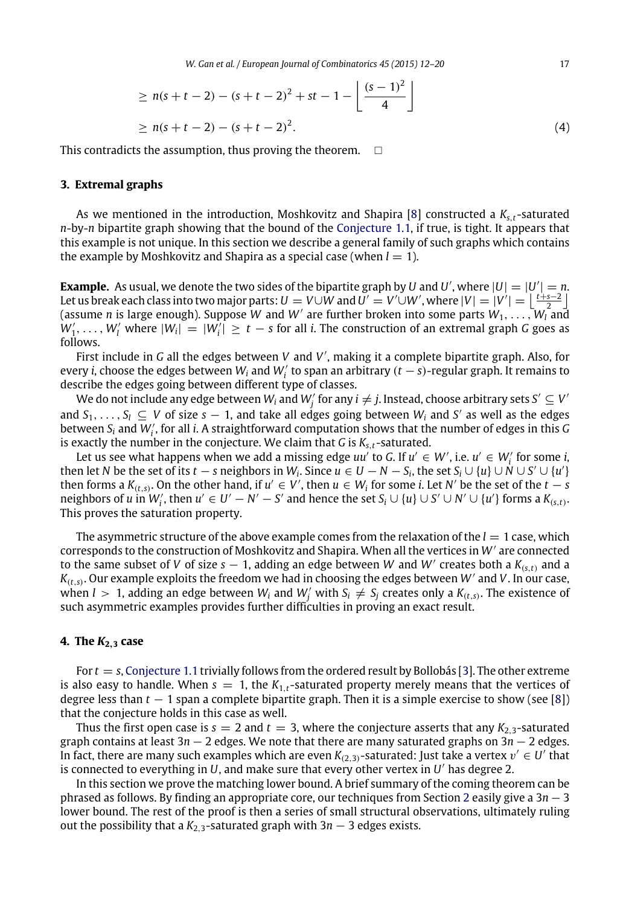$$\geq n(s+t-2) - (s+t-2)^2 + st - 1 - \left\lfloor \frac{(s-1)^2}{4} \right\rfloor$$

$$\geq n(s+t-2) - (s+t-2)^2. \tag{4}$$

This contradicts the assumption, thus proving the theorem. □

## 3. Extremal graphs

As we mentioned in the introduction, Moshkovitz and Shapira [8] constructed a $K_{s,t}$-saturated $n$-by-$n$ bipartite graph showing that the bound of the Conjecture 1.1, if true, is tight. It appears that this example is not unique. In this section we describe a general family of such graphs which contains the example by Moshkovitz and Shapira as a special case (when $l = 1$).

**Example.** As usual, we denote the two sides of the bipartite graph by $U$ and $U'$, where $|U| = |U'| = n$. Let us break each class into two major parts: $U = V \cup W$ and $U' = V' \cup W'$, where $|V| = |V'| = \left\lfloor \frac{t+s-2}{2} \right\rfloor$ (assume $n$ is large enough). Suppose $W$ and $W'$ are further broken into some parts $W_1, \ldots, W_l$ and $W'_1, \ldots, W'_l$ where $|W_i| = |W'_i| \geq t - s$ for all $i$. The construction of an extremal graph $G$ goes as follows.

First include in $G$ all the edges between $V$ and $V'$, making it a complete bipartite graph. Also, for every $i$, choose the edges between $W_i$ and $W'_i$ to span an arbitrary $(t-s)$-regular graph. It remains to describe the edges going between different type of classes.

We do not include any edge between $W_i$ and $W'_j$ for any $i \neq j$. Instead, choose arbitrary sets $S' \subseteq V'$ and $S_1, \ldots, S_l \subseteq V$ of size $s - 1$, and take all edges going between $W_i$ and $S'$ as well as the edges between $S_i$ and $W'_i$, for all $i$. A straightforward computation shows that the number of edges in this $G$ is exactly the number in the conjecture. We claim that $G$ is $K_{s,t}$-saturated.

Let us see what happens when we add a missing edge $uu'$ to $G$. If $u' \in W'$, i.e. $u' \in W'_i$ for some $i$, then let $N$ be the set of its $t - s$ neighbors in $W_i$. Since $u \in U - N - S_i$, the set $S_i \cup \{u\} \cup N \cup S' \cup \{u'\}$ then forms a $K_{(t,s)}$. On the other hand, if $u' \in V'$, then $u \in W_i$ for some $i$. Let $N'$ be the set of the $t - s$ neighbors of $u$ in $W'_i$, then $u' \in U' - N' - S'$ and hence the set $S_i \cup \{u\} \cup S' \cup N' \cup \{u'\}$ forms a $K_{(s,t)}$. This proves the saturation property.

The asymmetric structure of the above example comes from the relaxation of the $l = 1$ case, which corresponds to the construction of Moshkovitz and Shapira. When all the vertices in $W'$ are connected to the same subset of $V$ of size $s - 1$, adding an edge between $W$ and $W'$ creates both a $K_{(s,t)}$ and a $K_{(t,s)}$. Our example exploits the freedom we had in choosing the edges between $W'$ and $V$. In our case, when $l > 1$, adding an edge between $W_i$ and $W'_j$ with $S_i \neq S_j$ creates only a $K_{(t,s)}$. The existence of such asymmetric examples provides further difficulties in proving an exact result.

## 4. The $K_{2,3}$ case

For $t = s$, Conjecture 1.1 trivially follows from the ordered result by Bollobás [3]. The other extreme is also easy to handle. When $s = 1$, the $K_{1,t}$-saturated property merely means that the vertices of degree less than $t - 1$ span a complete bipartite graph. Then it is a simple exercise to show (see [8]) that the conjecture holds in this case as well.

Thus the first open case is $s = 2$ and $t = 3$, where the conjecture asserts that any $K_{2,3}$-saturated graph contains at least $3n - 2$ edges. We note that there are many saturated graphs on $3n - 2$ edges. In fact, there are many such examples which are even $K_{(2,3)}$-saturated: Just take a vertex $v' \in U'$ that is connected to everything in $U$, and make sure that every other vertex in $U'$ has degree 2.

In this section we prove the matching lower bound. A brief summary of the coming theorem can be phrased as follows. By finding an appropriate core, our techniques from Section 2 easily give a $3n - 3$ lower bound. The rest of the proof is then a series of small structural observations, ultimately ruling out the possibility that a $K_{2,3}$-saturated graph with $3n - 3$ edges exists.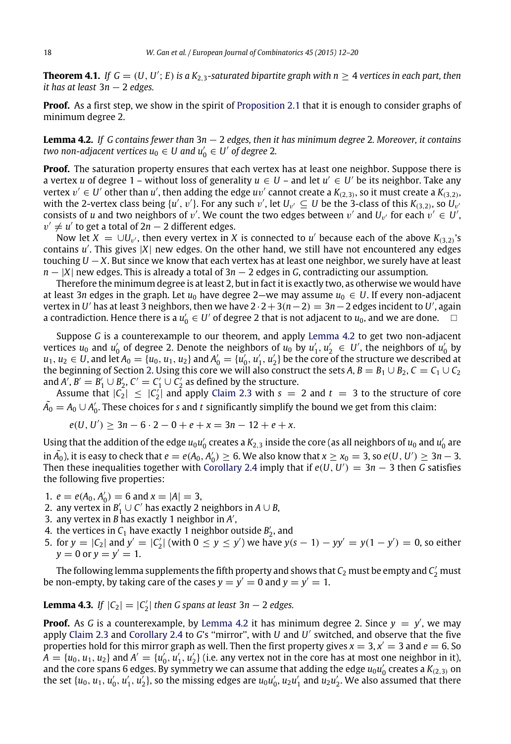**Theorem 4.1.** *If $G = (U, U'; E)$ is a $K_{2,3}$-saturated bipartite graph with $n \geq 4$ vertices in each part, then it has at least $3n - 2$ edges.*

**Proof.** As a first step, we show in the spirit of Proposition 2.1 that it is enough to consider graphs of minimum degree 2.

**Lemma 4.2.** *If $G$ contains fewer than $3n - 2$ edges, then it has minimum degree 2. Moreover, it contains two non-adjacent vertices $u_0 \in U$ and $u_0' \in U'$ of degree 2.*

**Proof.** The saturation property ensures that each vertex has at least one neighbor. Suppose there is a vertex $u$ of degree 1 – without loss of generality $u \in U$ – and let $u' \in U'$ be its neighbor. Take any vertex $v' \in U'$ other than $u'$, then adding the edge $uv'$ cannot create a $K_{(2,3)}$, so it must create a $K_{(3,2)}$, with the 2-vertex class being $\{u', v'\}$. For any such $v'$, let $U_{v'} \subseteq U$ be the 3-class of this $K_{(3,2)}$, so $U_{v'}$ consists of $u$ and two neighbors of $v'$. We count the two edges between $v'$ and $U_{v'}$ for each $v' \in U'$, $v' \neq u'$ to get a total of $2n - 2$ different edges.

Now let $X = \cup U_{v'}$, then every vertex in $X$ is connected to $u'$ because each of the above $K_{(3,2)}$'s contains $u'$. This gives $|X|$ new edges. On the other hand, we still have not encountered any edges touching $U - X$. But since we know that each vertex has at least one neighbor, we surely have at least $n - |X|$ new edges. This is already a total of $3n - 2$ edges in $G$, contradicting our assumption.

Therefore the minimum degree is at least 2, but in fact it is exactly two, as otherwise we would have at least $3n$ edges in the graph. Let $u_0$ have degree 2—we may assume $u_0 \in U$. If every non-adjacent vertex in $U'$ has at least 3 neighbors, then we have $2 \cdot 2 + 3(n-2) = 3n - 2$ edges incident to $U'$, again a contradiction. Hence there is a $u_0' \in U'$ of degree 2 that is not adjacent to $u_0$, and we are done. $\square$

Suppose $G$ is a counterexample to our theorem, and apply Lemma 4.2 to get two non-adjacent vertices $u_0$ and $u_0'$ of degree 2. Denote the neighbors of $u_0$ by $u_1', u_2' \in U'$, the neighbors of $u_0'$ by $u_1, u_2 \in U$, and let $A_0 = \{u_0, u_1, u_2\}$ and $A_0' = \{u_0', u_1', u_2'\}$ be the core of the structure we described at the beginning of Section 2. Using this core we will also construct the sets $A$, $B = B_1 \cup B_2$, $C = C_1 \cup C_2$ and $A'$, $B' = B_1' \cup B_2'$, $C' = C_1' \cup C_2'$ as defined by the structure.

Assume that $|C_2| \leq |C_2'|$ and apply Claim 2.3 with $s = 2$ and $t = 3$ to the structure of core $\tilde{A_0} = A_0 \cup A_0'$. These choices for $s$ and $t$ significantly simplify the bound we get from this claim:

$$e(U, U') \geq 3n - 6 \cdot 2 - 0 + e + x = 3n - 12 + e + x.$$

Using that the addition of the edge $u_0 u_0'$ creates a $K_{2,3}$ inside the core (as all neighbors of $u_0$ and $u_0'$ are in $\tilde{A_0}$), it is easy to check that $e = e(A_0, A_0') \geq 6$. We also know that $x \geq x_0 = 3$, so $e(U, U') \geq 3n - 3$. Then these inequalities together with Corollary 2.4 imply that if $e(U, U') = 3n - 3$ then $G$ satisfies the following five properties:

1. $e = e(A_0, A_0') = 6$ and $x = |A| = 3$,
2. any vertex in $B_1' \cup C'$ has exactly 2 neighbors in $A \cup B$,
3. any vertex in $B$ has exactly 1 neighbor in $A'$,
4. the vertices in $C_1$ have exactly 1 neighbor outside $B_2'$, and
5. for $y = |C_2|$ and $y' = |C_2'|$ (with $0 \leq y \leq y'$) we have $y(s-1) - yy' = y(1 - y') = 0$, so either $y = 0$ or $y = y' = 1$.

The following lemma supplements the fifth property and shows that $C_2$ must be empty and $C_2'$ must be non-empty, by taking care of the cases $y = y' = 0$ and $y = y' = 1$.

**Lemma 4.3.** *If $|C_2| = |C_2'|$ then $G$ spans at least $3n - 2$ edges.*

**Proof.** As $G$ is a counterexample, by Lemma 4.2 it has minimum degree 2. Since $y = y'$, we may apply Claim 2.3 and Corollary 2.4 to $G$'s "mirror", with $U$ and $U'$ switched, and observe that the five properties hold for this mirror graph as well. Then the first property gives $x = 3$, $x' = 3$ and $e = 6$. So $A = \{u_0, u_1, u_2\}$ and $A' = \{u_0', u_1', u_2'\}$ (i.e. any vertex not in the core has at most one neighbor in it), and the core spans 6 edges. By symmetry we can assume that adding the edge $u_0 u_0'$ creates a $K_{(2,3)}$ on the set $\{u_0, u_1, u_0', u_1', u_2'\}$, so the missing edges are $u_0 u_0'$, $u_2 u_1'$ and $u_2 u_2'$. We also assumed that there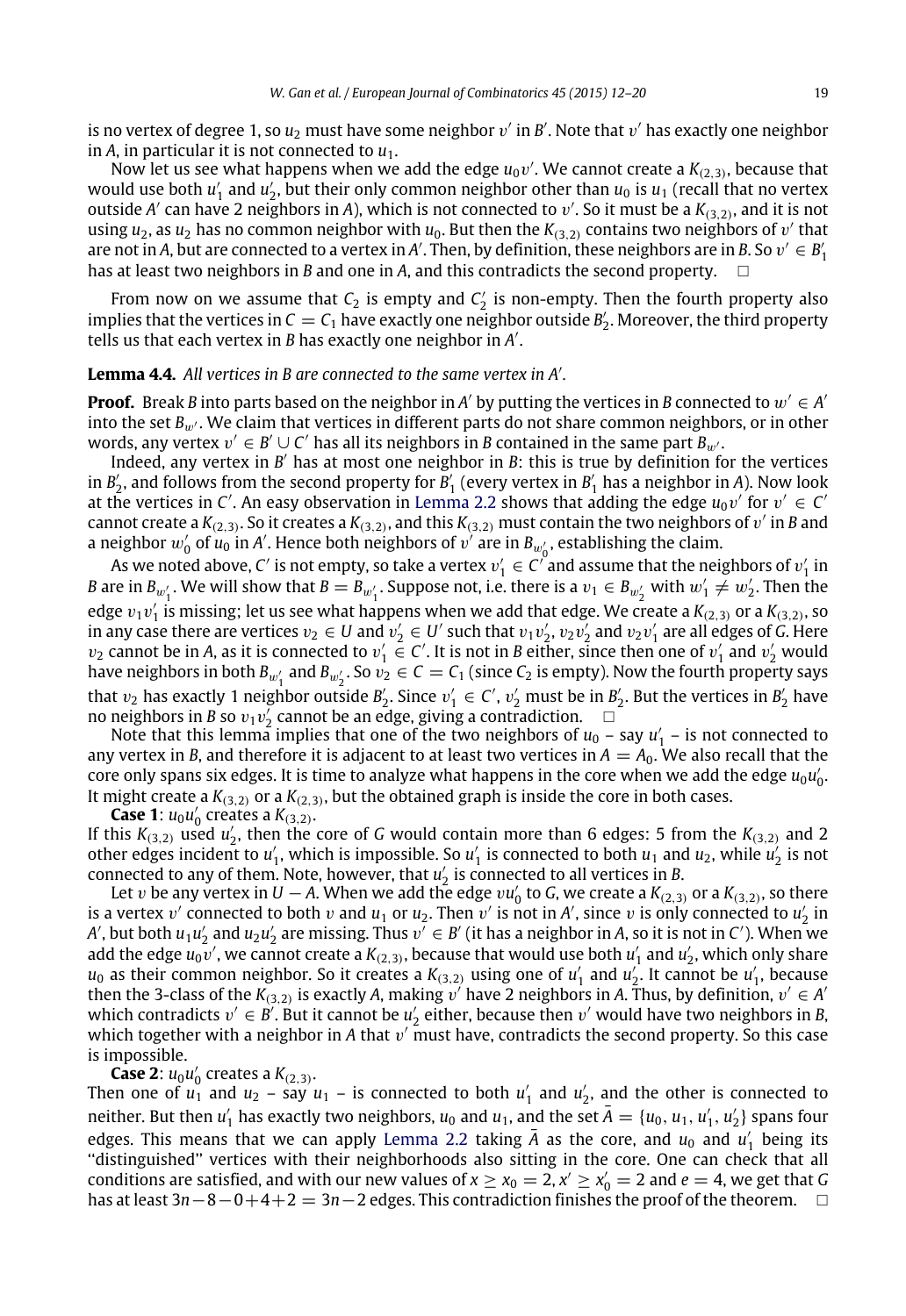is no vertex of degree 1, so $u_2$ must have some neighbor $v'$ in $B'$. Note that $v'$ has exactly one neighbor in $A$, in particular it is not connected to $u_1$.

Now let us see what happens when we add the edge $u_0v'$. We cannot create a $K_{(2,3)}$, because that would use both $u'_1$ and $u'_2$, but their only common neighbor other than $u_0$ is $u_1$ (recall that no vertex outside $A'$ can have 2 neighbors in $A$), which is not connected to $v'$. So it must be a $K_{(3,2)}$, and it is not using $u_2$, as $u_2$ has no common neighbor with $u_0$. But then the $K_{(3,2)}$ contains two neighbors of $v'$ that are not in $A$, but are connected to a vertex in $A'$. Then, by definition, these neighbors are in $B$. So $v' \in B'_1$ has at least two neighbors in $B$ and one in $A$, and this contradicts the second property. □

From now on we assume that $C_2$ is empty and $C'_2$ is non-empty. Then the fourth property also implies that the vertices in $C = C_1$ have exactly one neighbor outside $B'_2$. Moreover, the third property tells us that each vertex in $B$ has exactly one neighbor in $A'$.

**Lemma 4.4.** *All vertices in $B$ are connected to the same vertex in $A'$.*

**Proof.** Break $B$ into parts based on the neighbor in $A'$ by putting the vertices in $B$ connected to $w' \in A'$ into the set $B_{w'}$. We claim that vertices in different parts do not share common neighbors, or in other words, any vertex $v' \in B' \cup C'$ has all its neighbors in $B$ contained in the same part $B_{w'}$.

Indeed, any vertex in $B'$ has at most one neighbor in $B$: this is true by definition for the vertices in $B'_2$, and follows from the second property for $B'_1$ (every vertex in $B'_1$ has a neighbor in $A$). Now look at the vertices in $C'$. An easy observation in Lemma 2.2 shows that adding the edge $u_0v'$ for $v' \in C'$ cannot create a $K_{(2,3)}$. So it creates a $K_{(3,2)}$, and this $K_{(3,2)}$ must contain the two neighbors of $v'$ in $B$ and a neighbor $w'_0$ of $u_0$ in $A'$. Hence both neighbors of $v'$ are in $B_{w'_0}$, establishing the claim.

As we noted above, $C'$ is not empty, so take a vertex $v'_1 \in C'$ and assume that the neighbors of $v'_1$ in $B$ are in $B_{w'_1}$. We will show that $B = B_{w'_1}$. Suppose not, i.e. there is a $v_1 \in B_{w'_2}$ with $w'_1 \neq w'_2$. Then the edge $v_1v'_1$ is missing; let us see what happens when we add that edge. We create a $K_{(2,3)}$ or a $K_{(3,2)}$, so in any case there are vertices $v_2 \in U$ and $v'_2 \in U'$ such that $v_1v'_2$, $v_2v'_2$ and $v_2v'_1$ are all edges of $G$. Here $v_2$ cannot be in $A$, as it is connected to $v'_1 \in C'$. It is not in $B$ either, since then one of $v'_1$ and $v'_2$ would have neighbors in both $B_{w'_1}$ and $B_{w'_2}$. So $v_2 \in C = C_1$ (since $C_2$ is empty). Now the fourth property says that $v_2$ has exactly 1 neighbor outside $B'_2$. Since $v'_1 \in C'$, $v'_2$ must be in $B'_2$. But the vertices in $B'_2$ have no neighbors in $B$ so $v_1v'_2$ cannot be an edge, giving a contradiction. □

Note that this lemma implies that one of the two neighbors of $u_0$ – say $u'_1$ – is not connected to any vertex in $B$, and therefore it is adjacent to at least two vertices in $A = A_0$. We also recall that the core only spans six edges. It is time to analyze what happens in the core when we add the edge $u_0u'_0$. It might create a $K_{(3,2)}$ or a $K_{(2,3)}$, but the obtained graph is inside the core in both cases.

**Case 1**: $u_0u'_0$ creates a $K_{(3,2)}$.
If this $K_{(3,2)}$ used $u'_2$, then the core of $G$ would contain more than 6 edges: 5 from the $K_{(3,2)}$ and 2 other edges incident to $u'_1$, which is impossible. So $u'_1$ is connected to both $u_1$ and $u_2$, while $u'_2$ is not connected to any of them. Note, however, that $u'_2$ is connected to all vertices in $B$.

Let $v$ be any vertex in $U - A$. When we add the edge $vu'_0$ to $G$, we create a $K_{(2,3)}$ or a $K_{(3,2)}$, so there is a vertex $v'$ connected to both $v$ and $u_1$ or $u_2$. Then $v'$ is not in $A'$, since $v$ is only connected to $u'_2$ in $A'$, but both $u_1u'_2$ and $u_2u'_2$ are missing. Thus $v' \in B'$ (it has a neighbor in $A$, so it is not in $C'$). When we add the edge $u_0v'$, we cannot create a $K_{(2,3)}$, because that would use both $u'_1$ and $u'_2$, which only share $u_0$ as their common neighbor. So it creates a $K_{(3,2)}$ using one of $u'_1$ and $u'_2$. It cannot be $u'_1$, because then the 3-class of the $K_{(3,2)}$ is exactly $A$, making $v'$ have 2 neighbors in $A$. Thus, by definition, $v' \in A'$ which contradicts $v' \in B'$. But it cannot be $u'_2$ either, because then $v'$ would have two neighbors in $B$, which together with a neighbor in $A$ that $v'$ must have, contradicts the second property. So this case is impossible.

**Case 2**: $u_0u'_0$ creates a $K_{(2,3)}$.
Then one of $u_1$ and $u_2$ – say $u_1$ – is connected to both $u'_1$ and $u'_2$, and the other is connected to neither. But then $u'_1$ has exactly two neighbors, $u_0$ and $u_1$, and the set $\bar{A} = \{u_0, u_1, u'_1, u'_2\}$ spans four edges. This means that we can apply Lemma 2.2 taking $\bar{A}$ as the core, and $u_0$ and $u'_1$ being its "distinguished" vertices with their neighborhoods also sitting in the core. One can check that all conditions are satisfied, and with our new values of $x \geq x_0 = 2, x' \geq x'_0 = 2$ and $e = 4$, we get that $G$ has at least $3n - 8 - 0 + 4 + 2 = 3n - 2$ edges. This contradiction finishes the proof of the theorem. □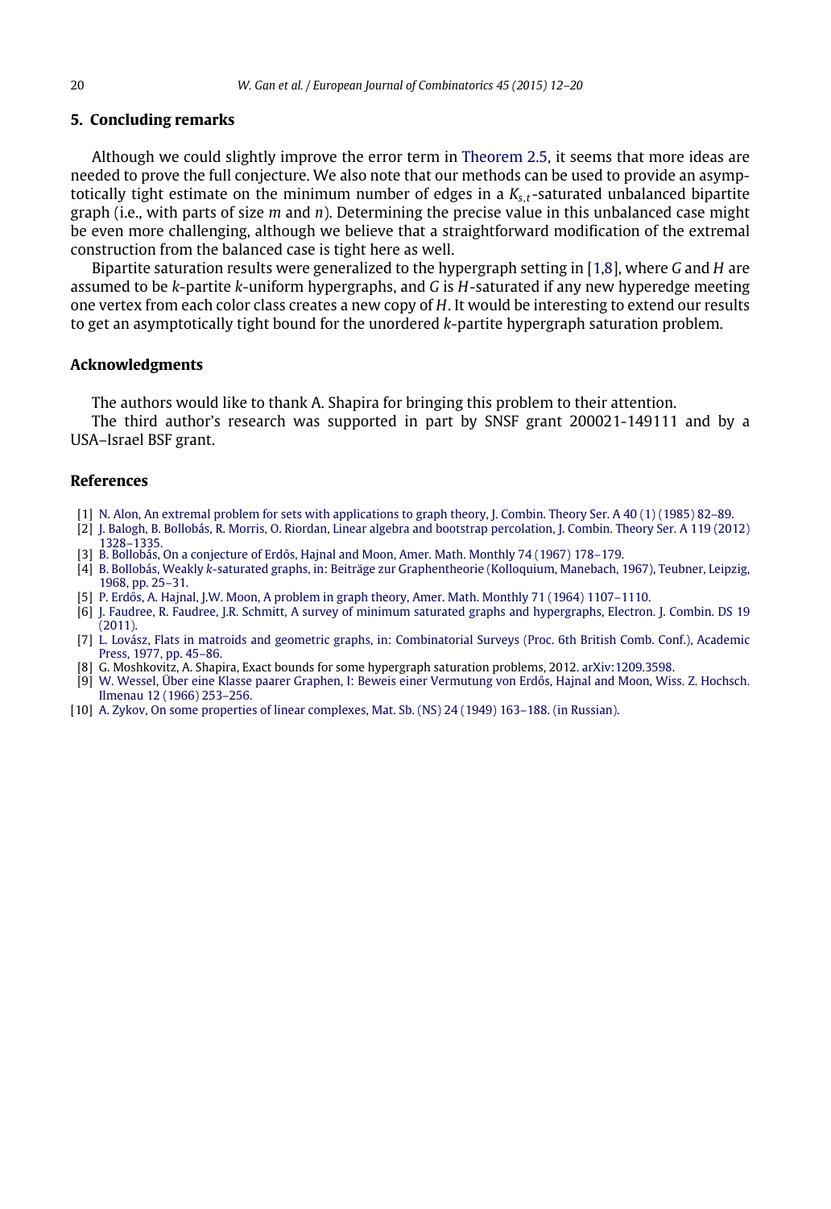## 5. Concluding remarks

Although we could slightly improve the error term in Theorem 2.5, it seems that more ideas are needed to prove the full conjecture. We also note that our methods can be used to provide an asymptotically tight estimate on the minimum number of edges in a $K_{s,t}$-saturated unbalanced bipartite graph (i.e., with parts of size $m$ and $n$). Determining the precise value in this unbalanced case might be even more challenging, although we believe that a straightforward modification of the extremal construction from the balanced case is tight here as well.

Bipartite saturation results were generalized to the hypergraph setting in [1,8], where $G$ and $H$ are assumed to be $k$-partite $k$-uniform hypergraphs, and $G$ is $H$-saturated if any new hyperedge meeting one vertex from each color class creates a new copy of $H$. It would be interesting to extend our results to get an asymptotically tight bound for the unordered $k$-partite hypergraph saturation problem.

## Acknowledgments

The authors would like to thank A. Shapira for bringing this problem to their attention.

The third author's research was supported in part by SNSF grant 200021-149111 and by a USA–Israel BSF grant.

## References

[1] N. Alon, An extremal problem for sets with applications to graph theory, J. Combin. Theory Ser. A 40 (1) (1985) 82–89.

[2] J. Balogh, B. Bollobás, R. Morris, O. Riordan, Linear algebra and bootstrap percolation, J. Combin. Theory Ser. A 119 (2012) 1328–1335.

[3] B. Bollobás, On a conjecture of Erdős, Hajnal and Moon, Amer. Math. Monthly 74 (1967) 178–179.

[4] B. Bollobás, Weakly $k$-saturated graphs, in: Beiträge zur Graphentheorie (Kolloquium, Manebach, 1967), Teubner, Leipzig, 1968, pp. 25–31.

[5] P. Erdős, A. Hajnal, J.W. Moon, A problem in graph theory, Amer. Math. Monthly 71 (1964) 1107–1110.

[6] J. Faudree, R. Faudree, J.R. Schmitt, A survey of minimum saturated graphs and hypergraphs, Electron. J. Combin. DS 19 (2011).

[7] L. Lovász, Flats in matroids and geometric graphs, in: Combinatorial Surveys (Proc. 6th British Comb. Conf.), Academic Press, 1977, pp. 45–86.

[8] G. Moshkovitz, A. Shapira, Exact bounds for some hypergraph saturation problems, 2012. arXiv:1209.3598.

[9] W. Wessel, Über eine Klasse paarer Graphen, I: Beweis einer Vermutung von Erdős, Hajnal and Moon, Wiss. Z. Hochsch. Ilmenau 12 (1966) 253–256.

[10] A. Zykov, On some properties of linear complexes, Mat. Sb. (NS) 24 (1949) 163–188. (in Russian).